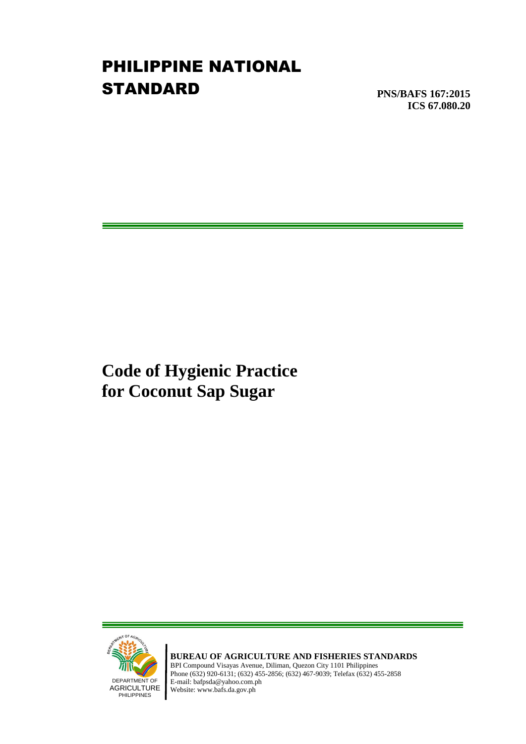# PHILIPPINE NATIONAL STANDARD

**PNS/BAFS 167:2015**
**ICS 67.080.20**

# Code of Hygienic Practice for Coconut Sap Sugar

DEPARTMENT OF AGRICULTURE PHILIPPINES

**BUREAU OF AGRICULTURE AND FISHERIES STANDARDS**
BPI Compound Visayas Avenue, Diliman, Quezon City 1101 Philippines
Phone (632) 920-6131; (632) 455-2856; (632) 467-9039; Telefax (632) 455-2858
E-mail: bafpsda@yahoo.com.ph
Website: www.bafs.da.gov.ph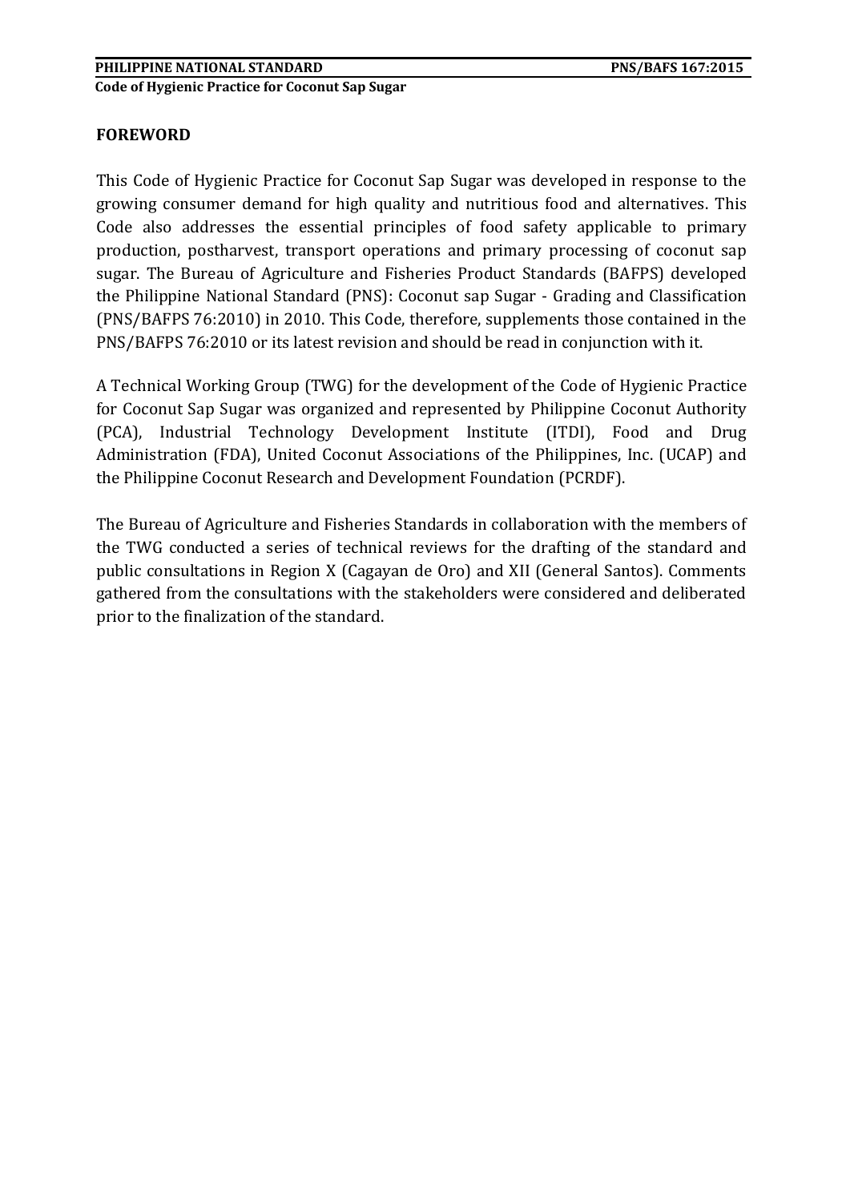## FOREWORD

This Code of Hygienic Practice for Coconut Sap Sugar was developed in response to the growing consumer demand for high quality and nutritious food and alternatives. This Code also addresses the essential principles of food safety applicable to primary production, postharvest, transport operations and primary processing of coconut sap sugar. The Bureau of Agriculture and Fisheries Product Standards (BAFPS) developed the Philippine National Standard (PNS): Coconut sap Sugar - Grading and Classification (PNS/BAFPS 76:2010) in 2010. This Code, therefore, supplements those contained in the PNS/BAFPS 76:2010 or its latest revision and should be read in conjunction with it.

A Technical Working Group (TWG) for the development of the Code of Hygienic Practice for Coconut Sap Sugar was organized and represented by Philippine Coconut Authority (PCA), Industrial Technology Development Institute (ITDI), Food and Drug Administration (FDA), United Coconut Associations of the Philippines, Inc. (UCAP) and the Philippine Coconut Research and Development Foundation (PCRDF).

The Bureau of Agriculture and Fisheries Standards in collaboration with the members of the TWG conducted a series of technical reviews for the drafting of the standard and public consultations in Region X (Cagayan de Oro) and XII (General Santos). Comments gathered from the consultations with the stakeholders were considered and deliberated prior to the finalization of the standard.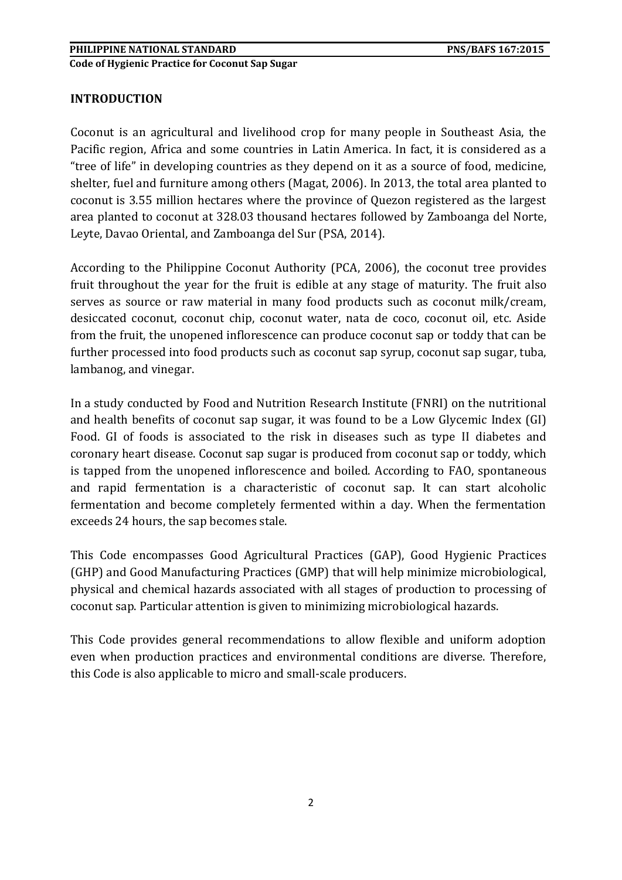## INTRODUCTION

Coconut is an agricultural and livelihood crop for many people in Southeast Asia, the Pacific region, Africa and some countries in Latin America. In fact, it is considered as a "tree of life" in developing countries as they depend on it as a source of food, medicine, shelter, fuel and furniture among others (Magat, 2006). In 2013, the total area planted to coconut is 3.55 million hectares where the province of Quezon registered as the largest area planted to coconut at 328.03 thousand hectares followed by Zamboanga del Norte, Leyte, Davao Oriental, and Zamboanga del Sur (PSA, 2014).

According to the Philippine Coconut Authority (PCA, 2006), the coconut tree provides fruit throughout the year for the fruit is edible at any stage of maturity. The fruit also serves as source or raw material in many food products such as coconut milk/cream, desiccated coconut, coconut chip, coconut water, nata de coco, coconut oil, etc. Aside from the fruit, the unopened inflorescence can produce coconut sap or toddy that can be further processed into food products such as coconut sap syrup, coconut sap sugar, tuba, lambanog, and vinegar.

In a study conducted by Food and Nutrition Research Institute (FNRI) on the nutritional and health benefits of coconut sap sugar, it was found to be a Low Glycemic Index (GI) Food. GI of foods is associated to the risk in diseases such as type II diabetes and coronary heart disease. Coconut sap sugar is produced from coconut sap or toddy, which is tapped from the unopened inflorescence and boiled. According to FAO, spontaneous and rapid fermentation is a characteristic of coconut sap. It can start alcoholic fermentation and become completely fermented within a day. When the fermentation exceeds 24 hours, the sap becomes stale.

This Code encompasses Good Agricultural Practices (GAP), Good Hygienic Practices (GHP) and Good Manufacturing Practices (GMP) that will help minimize microbiological, physical and chemical hazards associated with all stages of production to processing of coconut sap. Particular attention is given to minimizing microbiological hazards.

This Code provides general recommendations to allow flexible and uniform adoption even when production practices and environmental conditions are diverse. Therefore, this Code is also applicable to micro and small-scale producers.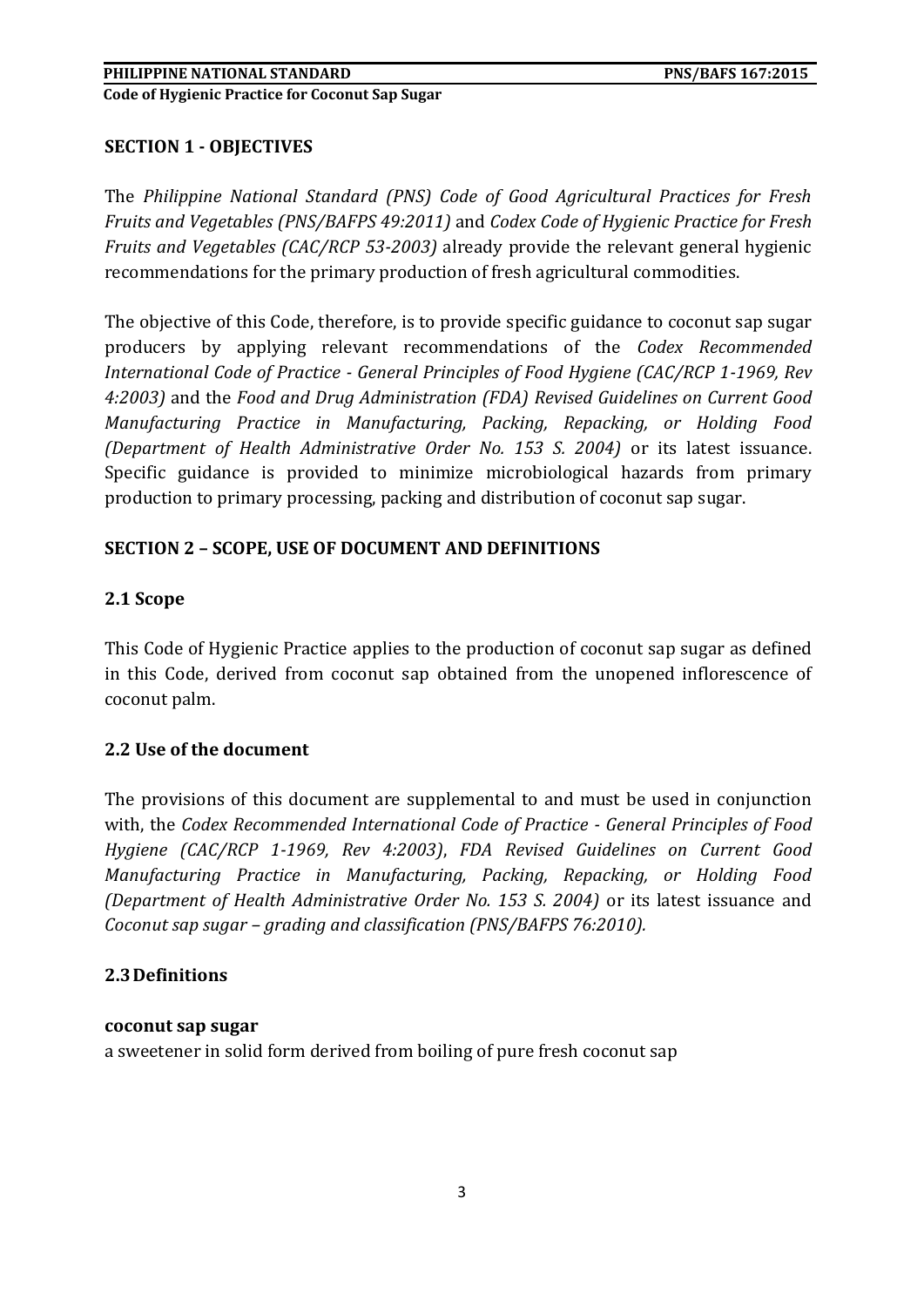## SECTION 1 - OBJECTIVES

The *Philippine National Standard (PNS) Code of Good Agricultural Practices for Fresh Fruits and Vegetables (PNS/BAFPS 49:2011)* and *Codex Code of Hygienic Practice for Fresh Fruits and Vegetables (CAC/RCP 53-2003)* already provide the relevant general hygienic recommendations for the primary production of fresh agricultural commodities.

The objective of this Code, therefore, is to provide specific guidance to coconut sap sugar producers by applying relevant recommendations of the *Codex Recommended International Code of Practice - General Principles of Food Hygiene (CAC/RCP 1-1969, Rev 4:2003)* and the *Food and Drug Administration (FDA) Revised Guidelines on Current Good Manufacturing Practice in Manufacturing, Packing, Repacking, or Holding Food (Department of Health Administrative Order No. 153 S. 2004)* or its latest issuance. Specific guidance is provided to minimize microbiological hazards from primary production to primary processing, packing and distribution of coconut sap sugar.

## SECTION 2 – SCOPE, USE OF DOCUMENT AND DEFINITIONS

### 2.1 Scope

This Code of Hygienic Practice applies to the production of coconut sap sugar as defined in this Code, derived from coconut sap obtained from the unopened inflorescence of coconut palm.

### 2.2 Use of the document

The provisions of this document are supplemental to and must be used in conjunction with, the *Codex Recommended International Code of Practice - General Principles of Food Hygiene (CAC/RCP 1-1969, Rev 4:2003)*, *FDA Revised Guidelines on Current Good Manufacturing Practice in Manufacturing, Packing, Repacking, or Holding Food (Department of Health Administrative Order No. 153 S. 2004)* or its latest issuance and *Coconut sap sugar – grading and classification (PNS/BAFPS 76:2010).*

### 2.3 Definitions

**coconut sap sugar**

a sweetener in solid form derived from boiling of pure fresh coconut sap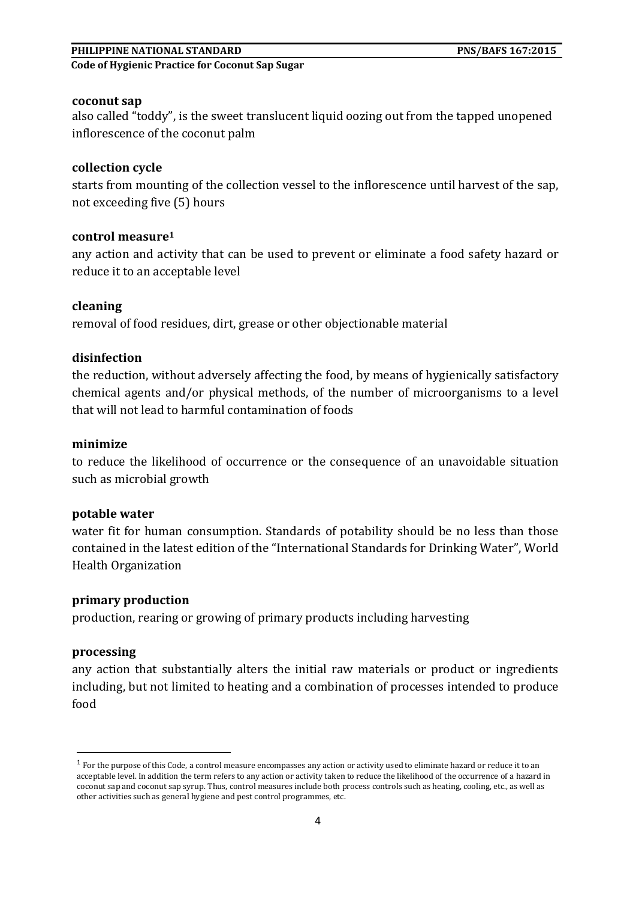**coconut sap**

also called "toddy", is the sweet translucent liquid oozing out from the tapped unopened inflorescence of the coconut palm

**collection cycle**

starts from mounting of the collection vessel to the inflorescence until harvest of the sap, not exceeding five (5) hours

**control measure**[1]

any action and activity that can be used to prevent or eliminate a food safety hazard or reduce it to an acceptable level

**cleaning**

removal of food residues, dirt, grease or other objectionable material

**disinfection**

the reduction, without adversely affecting the food, by means of hygienically satisfactory chemical agents and/or physical methods, of the number of microorganisms to a level that will not lead to harmful contamination of foods

**minimize**

to reduce the likelihood of occurrence or the consequence of an unavoidable situation such as microbial growth

**potable water**

water fit for human consumption. Standards of potability should be no less than those contained in the latest edition of the "International Standards for Drinking Water", World Health Organization

**primary production**

production, rearing or growing of primary products including harvesting

**processing**

any action that substantially alters the initial raw materials or product or ingredients including, but not limited to heating and a combination of processes intended to produce food

---

[1] For the purpose of this Code, a control measure encompasses any action or activity used to eliminate hazard or reduce it to an acceptable level. In addition the term refers to any action or activity taken to reduce the likelihood of the occurrence of a hazard in coconut sap and coconut sap syrup. Thus, control measures include both process controls such as heating, cooling, etc., as well as other activities such as general hygiene and pest control programmes, etc.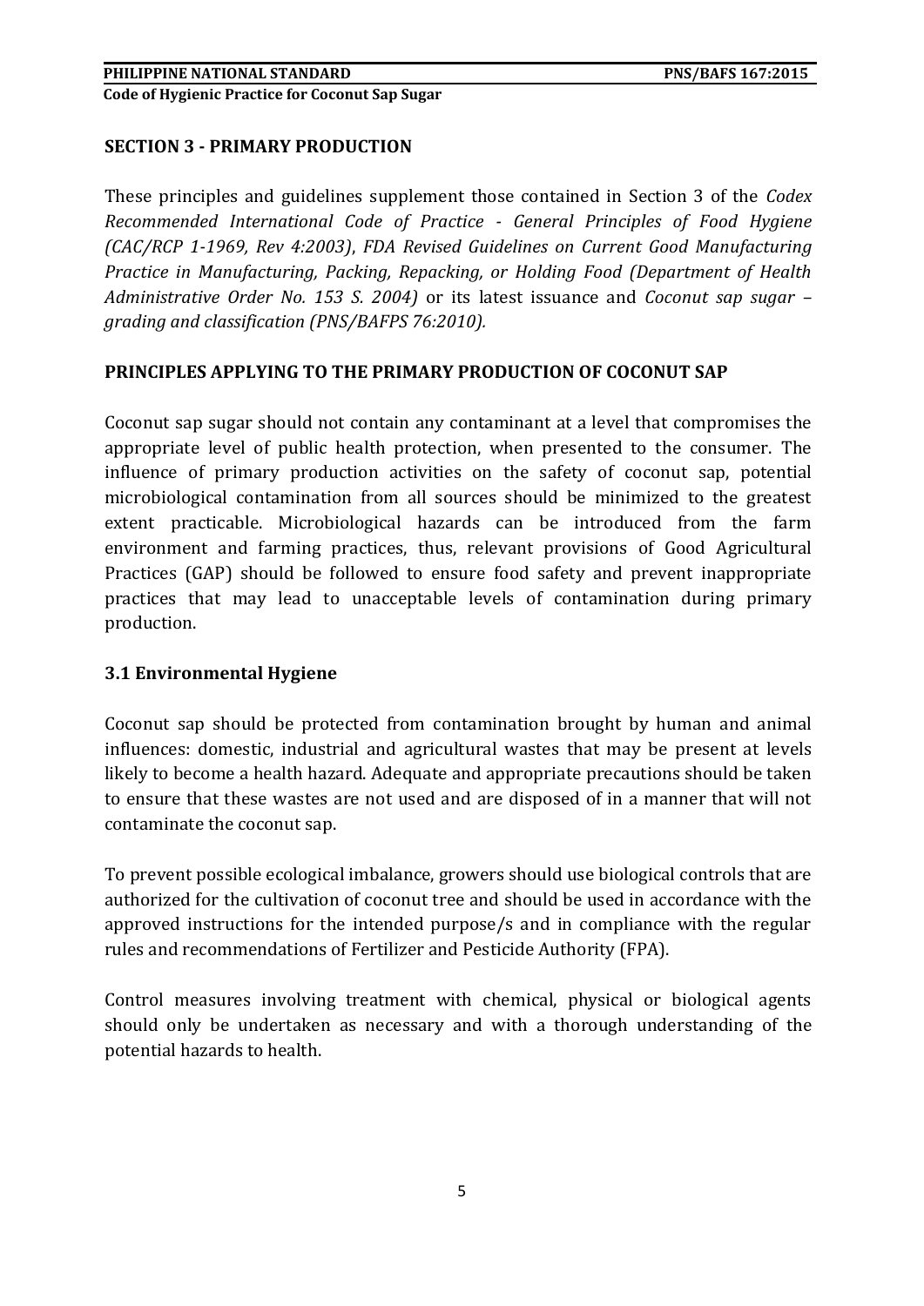## SECTION 3 - PRIMARY PRODUCTION

These principles and guidelines supplement those contained in Section 3 of the *Codex Recommended International Code of Practice - General Principles of Food Hygiene (CAC/RCP 1-1969, Rev 4:2003)*, *FDA Revised Guidelines on Current Good Manufacturing Practice in Manufacturing, Packing, Repacking, or Holding Food (Department of Health Administrative Order No. 153 S. 2004)* or its latest issuance and *Coconut sap sugar – grading and classification (PNS/BAFPS 76:2010).*

### PRINCIPLES APPLYING TO THE PRIMARY PRODUCTION OF COCONUT SAP

Coconut sap sugar should not contain any contaminant at a level that compromises the appropriate level of public health protection, when presented to the consumer. The influence of primary production activities on the safety of coconut sap, potential microbiological contamination from all sources should be minimized to the greatest extent practicable. Microbiological hazards can be introduced from the farm environment and farming practices, thus, relevant provisions of Good Agricultural Practices (GAP) should be followed to ensure food safety and prevent inappropriate practices that may lead to unacceptable levels of contamination during primary production.

### 3.1 Environmental Hygiene

Coconut sap should be protected from contamination brought by human and animal influences: domestic, industrial and agricultural wastes that may be present at levels likely to become a health hazard. Adequate and appropriate precautions should be taken to ensure that these wastes are not used and are disposed of in a manner that will not contaminate the coconut sap.

To prevent possible ecological imbalance, growers should use biological controls that are authorized for the cultivation of coconut tree and should be used in accordance with the approved instructions for the intended purpose/s and in compliance with the regular rules and recommendations of Fertilizer and Pesticide Authority (FPA).

Control measures involving treatment with chemical, physical or biological agents should only be undertaken as necessary and with a thorough understanding of the potential hazards to health.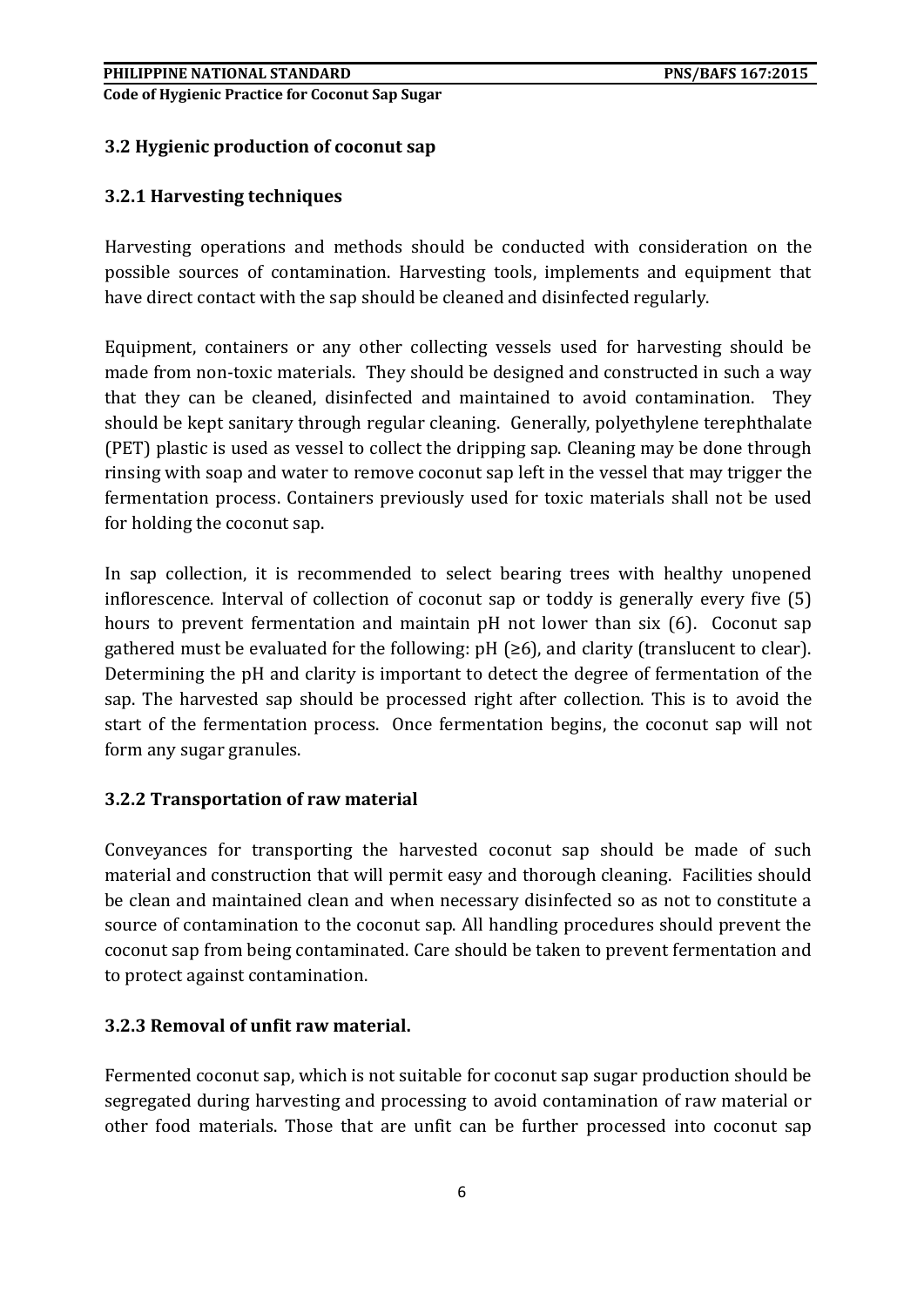### 3.2 Hygienic production of coconut sap

#### 3.2.1 Harvesting techniques

Harvesting operations and methods should be conducted with consideration on the possible sources of contamination. Harvesting tools, implements and equipment that have direct contact with the sap should be cleaned and disinfected regularly.

Equipment, containers or any other collecting vessels used for harvesting should be made from non-toxic materials. They should be designed and constructed in such a way that they can be cleaned, disinfected and maintained to avoid contamination. They should be kept sanitary through regular cleaning. Generally, polyethylene terephthalate (PET) plastic is used as vessel to collect the dripping sap. Cleaning may be done through rinsing with soap and water to remove coconut sap left in the vessel that may trigger the fermentation process. Containers previously used for toxic materials shall not be used for holding the coconut sap.

In sap collection, it is recommended to select bearing trees with healthy unopened inflorescence. Interval of collection of coconut sap or toddy is generally every five (5) hours to prevent fermentation and maintain pH not lower than six (6). Coconut sap gathered must be evaluated for the following: pH (≥6), and clarity (translucent to clear). Determining the pH and clarity is important to detect the degree of fermentation of the sap. The harvested sap should be processed right after collection. This is to avoid the start of the fermentation process. Once fermentation begins, the coconut sap will not form any sugar granules.

#### 3.2.2 Transportation of raw material

Conveyances for transporting the harvested coconut sap should be made of such material and construction that will permit easy and thorough cleaning. Facilities should be clean and maintained clean and when necessary disinfected so as not to constitute a source of contamination to the coconut sap. All handling procedures should prevent the coconut sap from being contaminated. Care should be taken to prevent fermentation and to protect against contamination.

#### 3.2.3 Removal of unfit raw material.

Fermented coconut sap, which is not suitable for coconut sap sugar production should be segregated during harvesting and processing to avoid contamination of raw material or other food materials. Those that are unfit can be further processed into coconut sap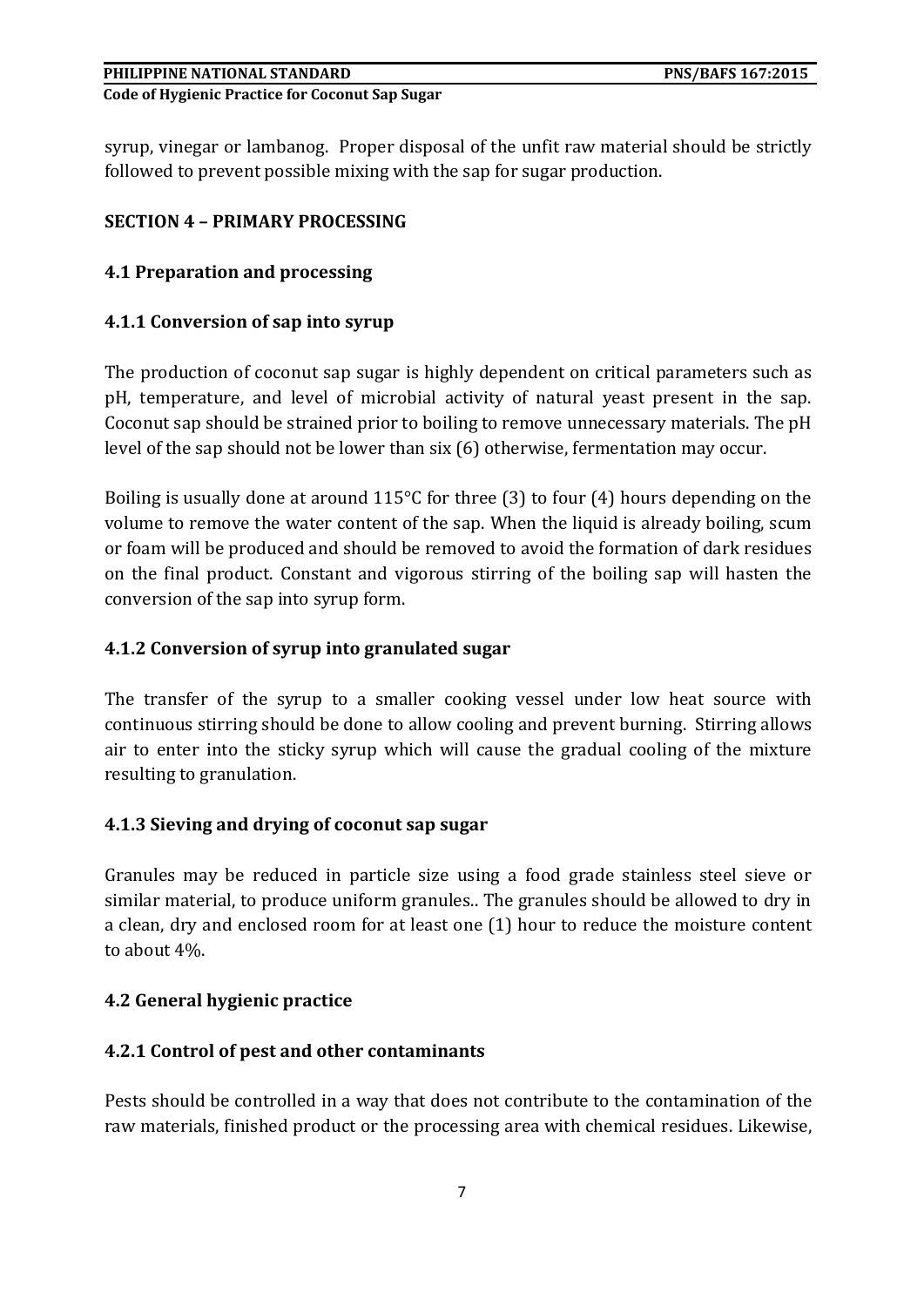syrup, vinegar or lambanog. Proper disposal of the unfit raw material should be strictly followed to prevent possible mixing with the sap for sugar production.

## SECTION 4 – PRIMARY PROCESSING

### 4.1 Preparation and processing

#### 4.1.1 Conversion of sap into syrup

The production of coconut sap sugar is highly dependent on critical parameters such as pH, temperature, and level of microbial activity of natural yeast present in the sap. Coconut sap should be strained prior to boiling to remove unnecessary materials. The pH level of the sap should not be lower than six (6) otherwise, fermentation may occur.

Boiling is usually done at around 115°C for three (3) to four (4) hours depending on the volume to remove the water content of the sap. When the liquid is already boiling, scum or foam will be produced and should be removed to avoid the formation of dark residues on the final product. Constant and vigorous stirring of the boiling sap will hasten the conversion of the sap into syrup form.

#### 4.1.2 Conversion of syrup into granulated sugar

The transfer of the syrup to a smaller cooking vessel under low heat source with continuous stirring should be done to allow cooling and prevent burning. Stirring allows air to enter into the sticky syrup which will cause the gradual cooling of the mixture resulting to granulation.

#### 4.1.3 Sieving and drying of coconut sap sugar

Granules may be reduced in particle size using a food grade stainless steel sieve or similar material, to produce uniform granules.. The granules should be allowed to dry in a clean, dry and enclosed room for at least one (1) hour to reduce the moisture content to about 4%.

### 4.2 General hygienic practice

#### 4.2.1 Control of pest and other contaminants

Pests should be controlled in a way that does not contribute to the contamination of the raw materials, finished product or the processing area with chemical residues. Likewise,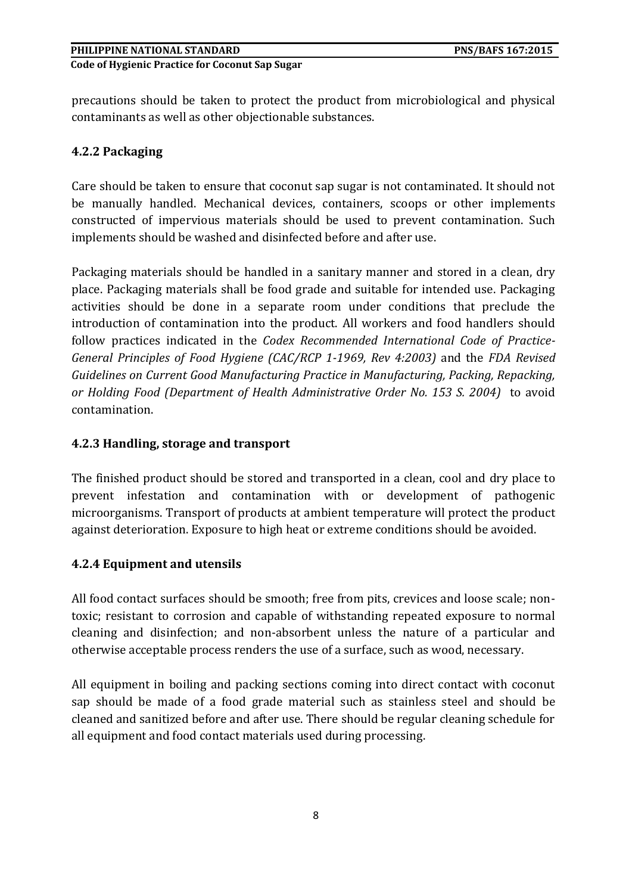precautions should be taken to protect the product from microbiological and physical contaminants as well as other objectionable substances.

### 4.2.2 Packaging

Care should be taken to ensure that coconut sap sugar is not contaminated. It should not be manually handled. Mechanical devices, containers, scoops or other implements constructed of impervious materials should be used to prevent contamination. Such implements should be washed and disinfected before and after use.

Packaging materials should be handled in a sanitary manner and stored in a clean, dry place. Packaging materials shall be food grade and suitable for intended use. Packaging activities should be done in a separate room under conditions that preclude the introduction of contamination into the product. All workers and food handlers should follow practices indicated in the *Codex Recommended International Code of Practice-General Principles of Food Hygiene (CAC/RCP 1-1969, Rev 4:2003)* and the *FDA Revised Guidelines on Current Good Manufacturing Practice in Manufacturing, Packing, Repacking, or Holding Food (Department of Health Administrative Order No. 153 S. 2004)* to avoid contamination.

### 4.2.3 Handling, storage and transport

The finished product should be stored and transported in a clean, cool and dry place to prevent infestation and contamination with or development of pathogenic microorganisms. Transport of products at ambient temperature will protect the product against deterioration. Exposure to high heat or extreme conditions should be avoided.

### 4.2.4 Equipment and utensils

All food contact surfaces should be smooth; free from pits, crevices and loose scale; non-toxic; resistant to corrosion and capable of withstanding repeated exposure to normal cleaning and disinfection; and non-absorbent unless the nature of a particular and otherwise acceptable process renders the use of a surface, such as wood, necessary.

All equipment in boiling and packing sections coming into direct contact with coconut sap should be made of a food grade material such as stainless steel and should be cleaned and sanitized before and after use. There should be regular cleaning schedule for all equipment and food contact materials used during processing.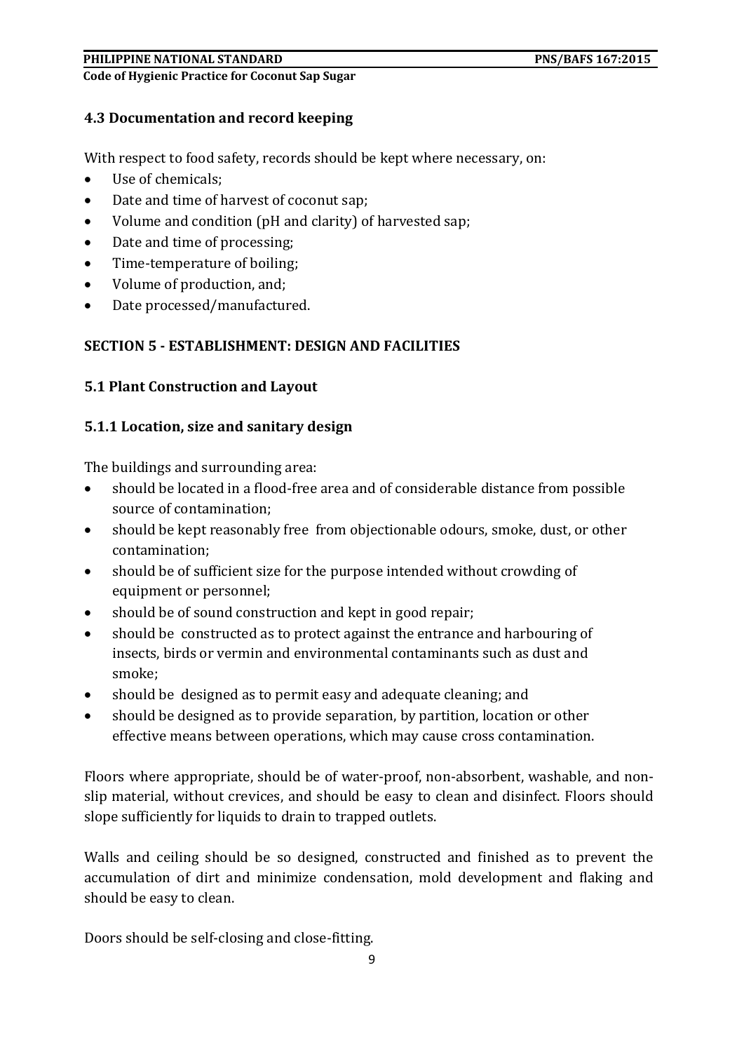### 4.3 Documentation and record keeping

With respect to food safety, records should be kept where necessary, on:

- Use of chemicals;
- Date and time of harvest of coconut sap;
- Volume and condition (pH and clarity) of harvested sap;
- Date and time of processing;
- Time-temperature of boiling;
- Volume of production, and;
- Date processed/manufactured.

## SECTION 5 - ESTABLISHMENT: DESIGN AND FACILITIES

### 5.1 Plant Construction and Layout

#### 5.1.1 Location, size and sanitary design

The buildings and surrounding area:

- should be located in a flood-free area and of considerable distance from possible source of contamination;
- should be kept reasonably free from objectionable odours, smoke, dust, or other contamination;
- should be of sufficient size for the purpose intended without crowding of equipment or personnel;
- should be of sound construction and kept in good repair;
- should be constructed as to protect against the entrance and harbouring of insects, birds or vermin and environmental contaminants such as dust and smoke;
- should be designed as to permit easy and adequate cleaning; and
- should be designed as to provide separation, by partition, location or other effective means between operations, which may cause cross contamination.

Floors where appropriate, should be of water-proof, non-absorbent, washable, and non-slip material, without crevices, and should be easy to clean and disinfect. Floors should slope sufficiently for liquids to drain to trapped outlets.

Walls and ceiling should be so designed, constructed and finished as to prevent the accumulation of dirt and minimize condensation, mold development and flaking and should be easy to clean.

Doors should be self-closing and close-fitting.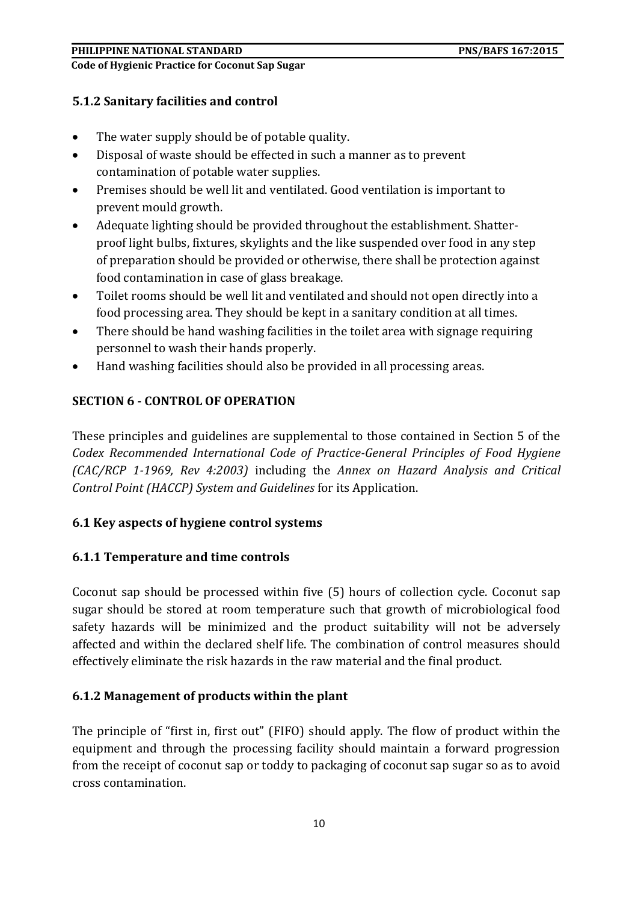### 5.1.2 Sanitary facilities and control

- The water supply should be of potable quality.
- Disposal of waste should be effected in such a manner as to prevent contamination of potable water supplies.
- Premises should be well lit and ventilated. Good ventilation is important to prevent mould growth.
- Adequate lighting should be provided throughout the establishment. Shatter-proof light bulbs, fixtures, skylights and the like suspended over food in any step of preparation should be provided or otherwise, there shall be protection against food contamination in case of glass breakage.
- Toilet rooms should be well lit and ventilated and should not open directly into a food processing area. They should be kept in a sanitary condition at all times.
- There should be hand washing facilities in the toilet area with signage requiring personnel to wash their hands properly.
- Hand washing facilities should also be provided in all processing areas.

## SECTION 6 - CONTROL OF OPERATION

These principles and guidelines are supplemental to those contained in Section 5 of the *Codex Recommended International Code of Practice-General Principles of Food Hygiene (CAC/RCP 1-1969, Rev 4:2003)* including the *Annex on Hazard Analysis and Critical Control Point (HACCP) System and Guidelines* for its Application.

### 6.1 Key aspects of hygiene control systems

### 6.1.1 Temperature and time controls

Coconut sap should be processed within five (5) hours of collection cycle. Coconut sap sugar should be stored at room temperature such that growth of microbiological food safety hazards will be minimized and the product suitability will not be adversely affected and within the declared shelf life. The combination of control measures should effectively eliminate the risk hazards in the raw material and the final product.

### 6.1.2 Management of products within the plant

The principle of "first in, first out" (FIFO) should apply. The flow of product within the equipment and through the processing facility should maintain a forward progression from the receipt of coconut sap or toddy to packaging of coconut sap sugar so as to avoid cross contamination.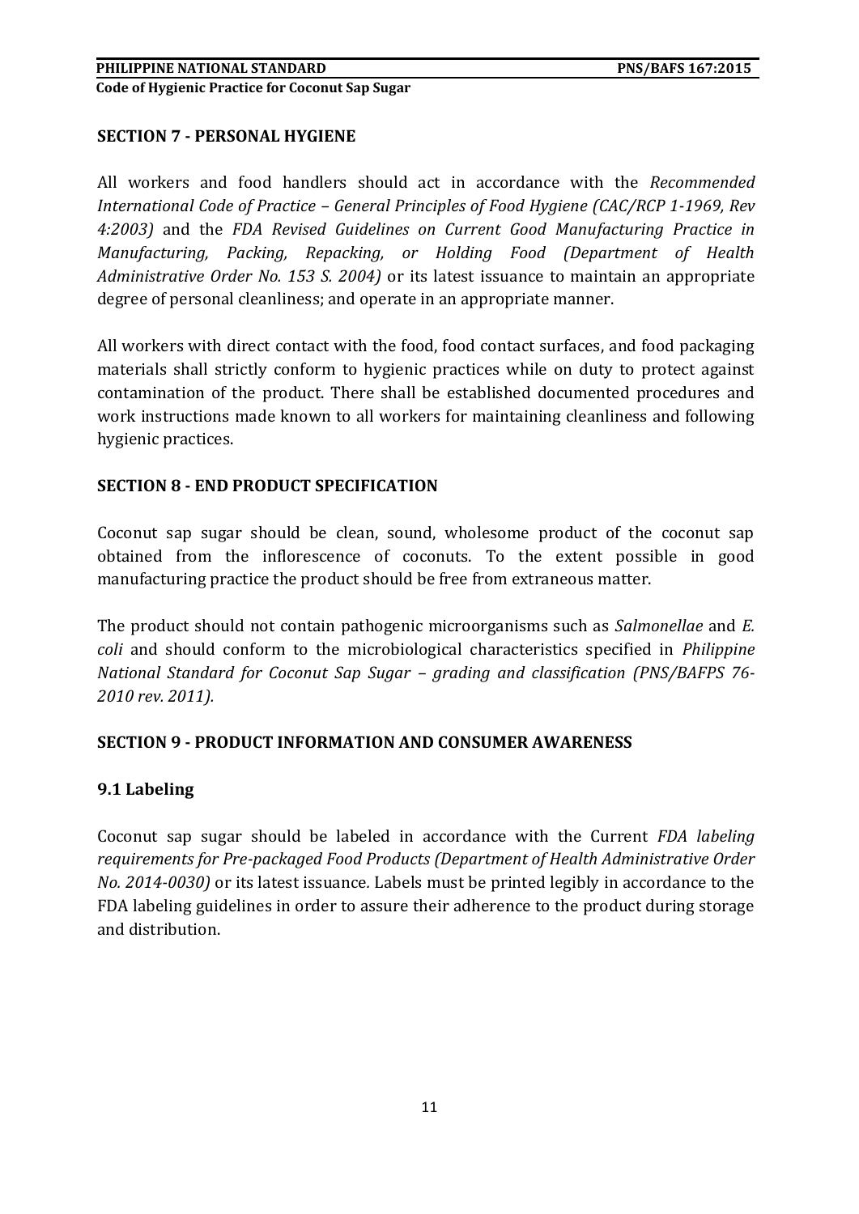## SECTION 7 - PERSONAL HYGIENE

All workers and food handlers should act in accordance with the *Recommended International Code of Practice – General Principles of Food Hygiene (CAC/RCP 1-1969, Rev 4:2003)* and the *FDA Revised Guidelines on Current Good Manufacturing Practice in Manufacturing, Packing, Repacking, or Holding Food (Department of Health Administrative Order No. 153 S. 2004)* or its latest issuance to maintain an appropriate degree of personal cleanliness; and operate in an appropriate manner.

All workers with direct contact with the food, food contact surfaces, and food packaging materials shall strictly conform to hygienic practices while on duty to protect against contamination of the product. There shall be established documented procedures and work instructions made known to all workers for maintaining cleanliness and following hygienic practices.

## SECTION 8 - END PRODUCT SPECIFICATION

Coconut sap sugar should be clean, sound, wholesome product of the coconut sap obtained from the inflorescence of coconuts. To the extent possible in good manufacturing practice the product should be free from extraneous matter.

The product should not contain pathogenic microorganisms such as *Salmonellae* and *E. coli* and should conform to the microbiological characteristics specified in *Philippine National Standard for Coconut Sap Sugar – grading and classification (PNS/BAFPS 76-2010 rev. 2011).*

## SECTION 9 - PRODUCT INFORMATION AND CONSUMER AWARENESS

### 9.1 Labeling

Coconut sap sugar should be labeled in accordance with the Current *FDA labeling requirements for Pre-packaged Food Products (Department of Health Administrative Order No. 2014-0030)* or its latest issuance. Labels must be printed legibly in accordance to the FDA labeling guidelines in order to assure their adherence to the product during storage and distribution.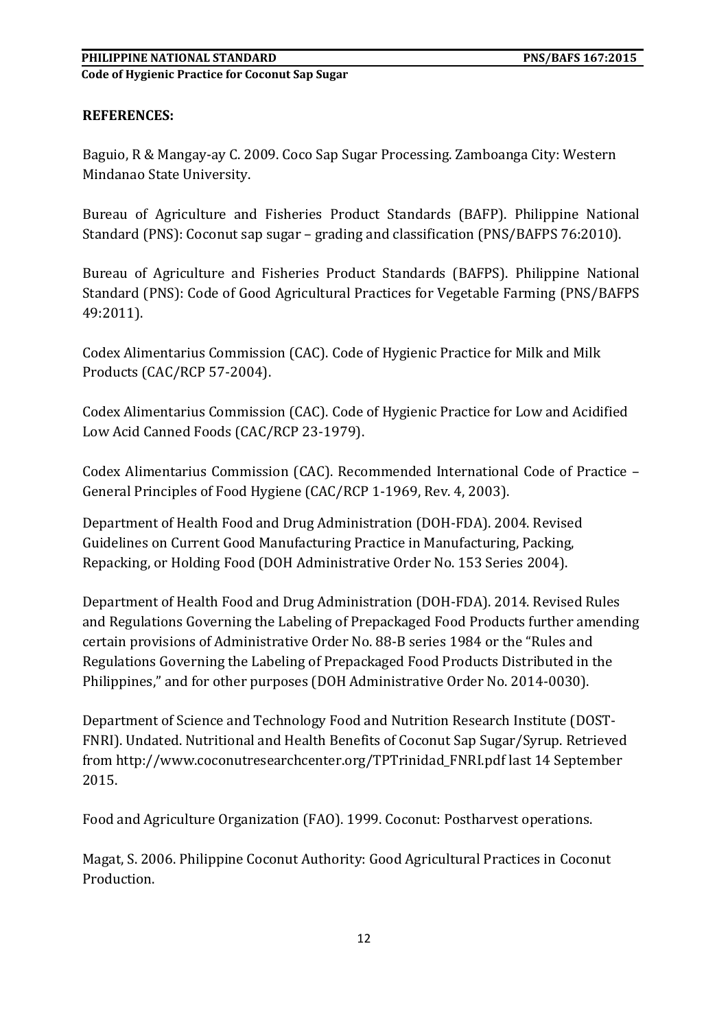**REFERENCES:**

Baguio, R & Mangay-ay C. 2009. Coco Sap Sugar Processing. Zamboanga City: Western Mindanao State University.

Bureau of Agriculture and Fisheries Product Standards (BAFP). Philippine National Standard (PNS): Coconut sap sugar – grading and classification (PNS/BAFPS 76:2010).

Bureau of Agriculture and Fisheries Product Standards (BAFPS). Philippine National Standard (PNS): Code of Good Agricultural Practices for Vegetable Farming (PNS/BAFPS 49:2011).

Codex Alimentarius Commission (CAC). Code of Hygienic Practice for Milk and Milk Products (CAC/RCP 57-2004).

Codex Alimentarius Commission (CAC). Code of Hygienic Practice for Low and Acidified Low Acid Canned Foods (CAC/RCP 23-1979).

Codex Alimentarius Commission (CAC). Recommended International Code of Practice – General Principles of Food Hygiene (CAC/RCP 1-1969, Rev. 4, 2003).

Department of Health Food and Drug Administration (DOH-FDA). 2004. Revised Guidelines on Current Good Manufacturing Practice in Manufacturing, Packing, Repacking, or Holding Food (DOH Administrative Order No. 153 Series 2004).

Department of Health Food and Drug Administration (DOH-FDA). 2014. Revised Rules and Regulations Governing the Labeling of Prepackaged Food Products further amending certain provisions of Administrative Order No. 88-B series 1984 or the "Rules and Regulations Governing the Labeling of Prepackaged Food Products Distributed in the Philippines," and for other purposes (DOH Administrative Order No. 2014-0030).

Department of Science and Technology Food and Nutrition Research Institute (DOST-FNRI). Undated. Nutritional and Health Benefits of Coconut Sap Sugar/Syrup. Retrieved from http://www.coconutresearchcenter.org/TPTrinidad_FNRI.pdf last 14 September 2015.

Food and Agriculture Organization (FAO). 1999. Coconut: Postharvest operations.

Magat, S. 2006. Philippine Coconut Authority: Good Agricultural Practices in Coconut Production.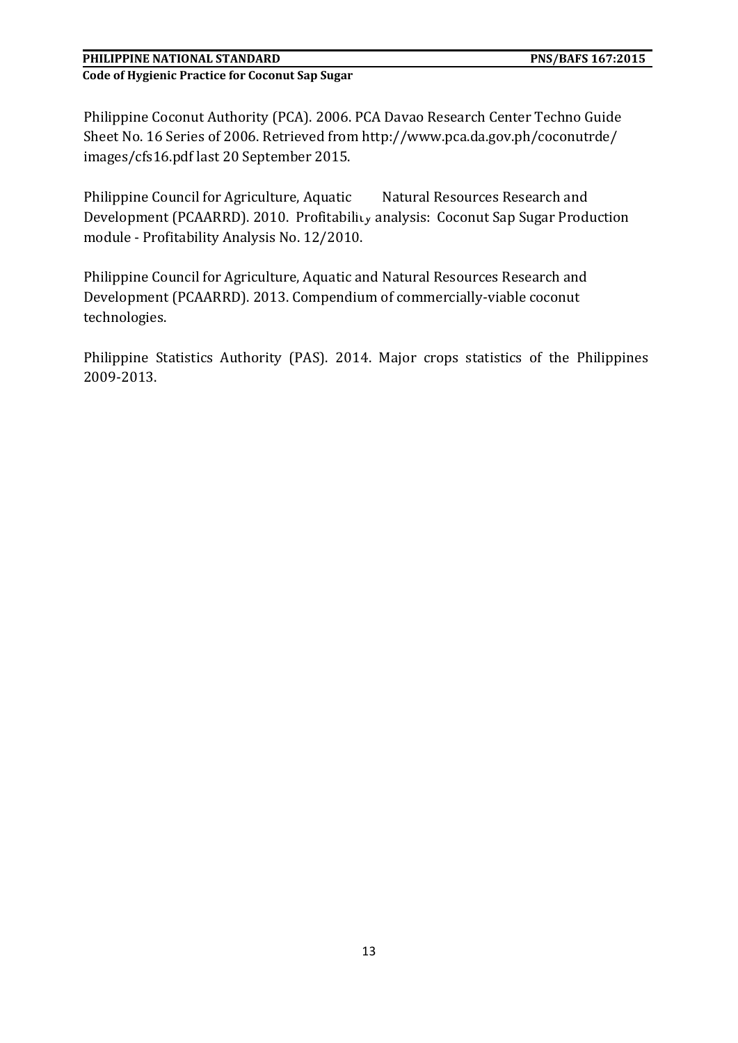Philippine Coconut Authority (PCA). 2006. PCA Davao Research Center Techno Guide Sheet No. 16 Series of 2006. Retrieved from http://www.pca.da.gov.ph/coconutrde/images/cfs16.pdf last 20 September 2015.

Philippine Council for Agriculture, Aquatic Natural Resources Research and Development (PCAARRD). 2010. Profitability analysis: Coconut Sap Sugar Production module - Profitability Analysis No. 12/2010.

Philippine Council for Agriculture, Aquatic and Natural Resources Research and Development (PCAARRD). 2013. Compendium of commercially-viable coconut technologies.

Philippine Statistics Authority (PAS). 2014. Major crops statistics of the Philippines 2009-2013.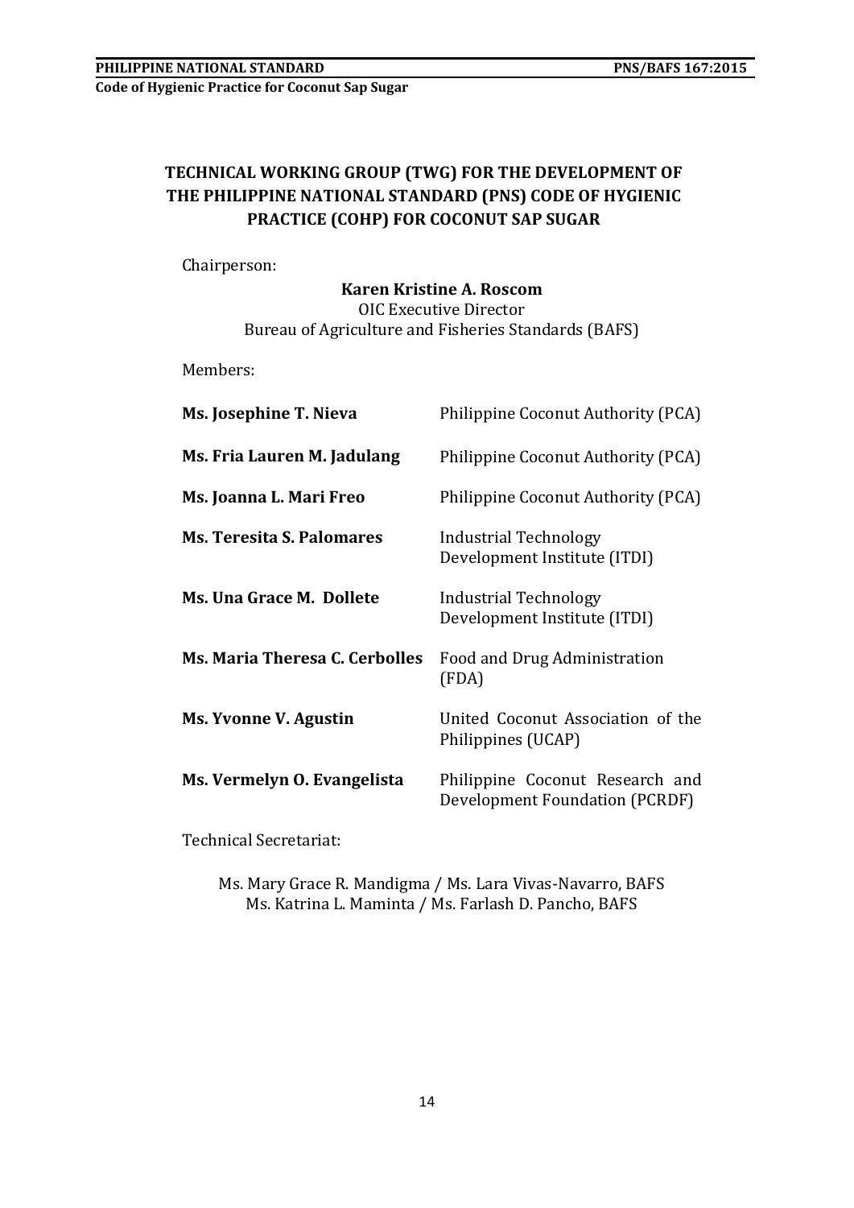# TECHNICAL WORKING GROUP (TWG) FOR THE DEVELOPMENT OF THE PHILIPPINE NATIONAL STANDARD (PNS) CODE OF HYGIENIC PRACTICE (COHP) FOR COCONUT SAP SUGAR

Chairperson:

**Karen Kristine A. Roscom**
OIC Executive Director
Bureau of Agriculture and Fisheries Standards (BAFS)

Members:

| | |
|---|---|
| **Ms. Josephine T. Nieva** | Philippine Coconut Authority (PCA) |
| **Ms. Fria Lauren M. Jadulang** | Philippine Coconut Authority (PCA) |
| **Ms. Joanna L. Mari Freo** | Philippine Coconut Authority (PCA) |
| **Ms. Teresita S. Palomares** | Industrial Technology Development Institute (ITDI) |
| **Ms. Una Grace M. Dollete** | Industrial Technology Development Institute (ITDI) |
| **Ms. Maria Theresa C. Cerbolles** | Food and Drug Administration (FDA) |
| **Ms. Yvonne V. Agustin** | United Coconut Association of the Philippines (UCAP) |
| **Ms. Vermelyn O. Evangelista** | Philippine Coconut Research and Development Foundation (PCRDF) |

Technical Secretariat:

Ms. Mary Grace R. Mandigma / Ms. Lara Vivas-Navarro, BAFS
Ms. Katrina L. Maminta / Ms. Farlash D. Pancho, BAFS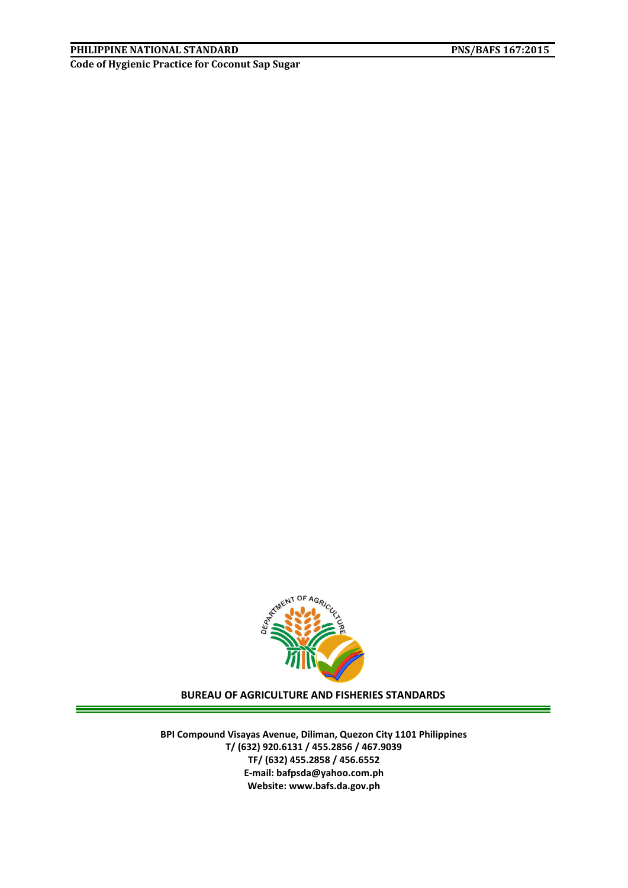**BUREAU OF AGRICULTURE AND FISHERIES STANDARDS**

**BPI Compound Visayas Avenue, Diliman, Quezon City 1101 Philippines**
**T/ (632) 920.6131 / 455.2856 / 467.9039**
**TF/ (632) 455.2858 / 456.6552**
**E-mail: bafpsda@yahoo.com.ph**
**Website: www.bafs.da.gov.ph**